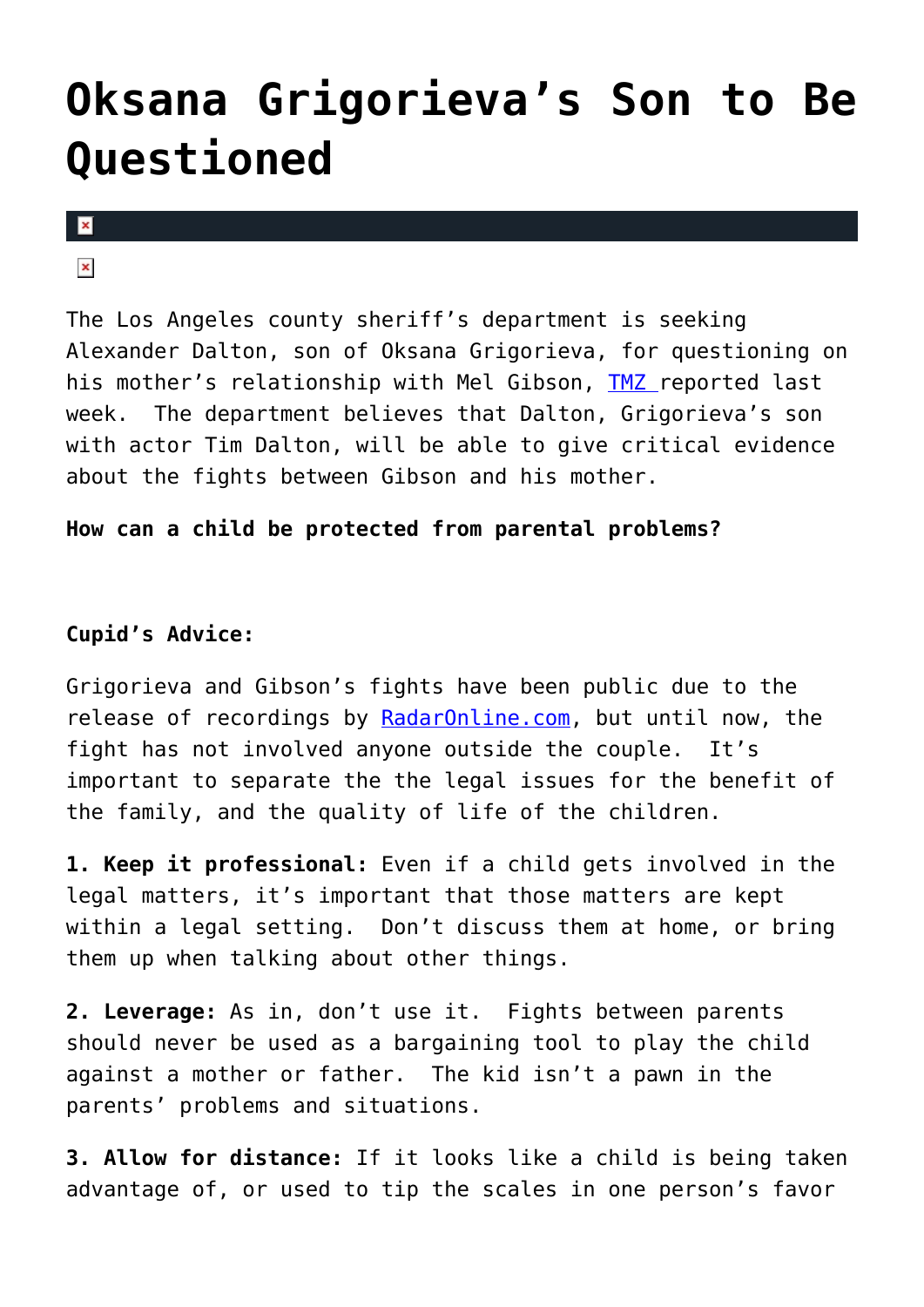# Oksana Grigorieva's Son to Be Questioned

The Los Angeles county sheriff's department is seeking Alexander Dalton, son of Oksana Grigorieva, for questioning on his mother's relationship with Mel Gibson, TMZ reported last week. The department believes that Dalton, Grigorieva's son with actor Tim Dalton, will be able to give critical evidence about the fights between Gibson and his mother.

**How can a child be protected from parental problems?**

**Cupid's Advice:**

Grigorieva and Gibson's fights have been public due to the release of recordings by RadarOnline.com, but until now, the fight has not involved anyone outside the couple. It's important to separate the the legal issues for the benefit of the family, and the quality of life of the children.

**1. Keep it professional:** Even if a child gets involved in the legal matters, it's important that those matters are kept within a legal setting. Don't discuss them at home, or bring them up when talking about other things.

**2. Leverage:** As in, don't use it. Fights between parents should never be used as a bargaining tool to play the child against a mother or father. The kid isn't a pawn in the parents' problems and situations.

**3. Allow for distance:** If it looks like a child is being taken advantage of, or used to tip the scales in one person's favor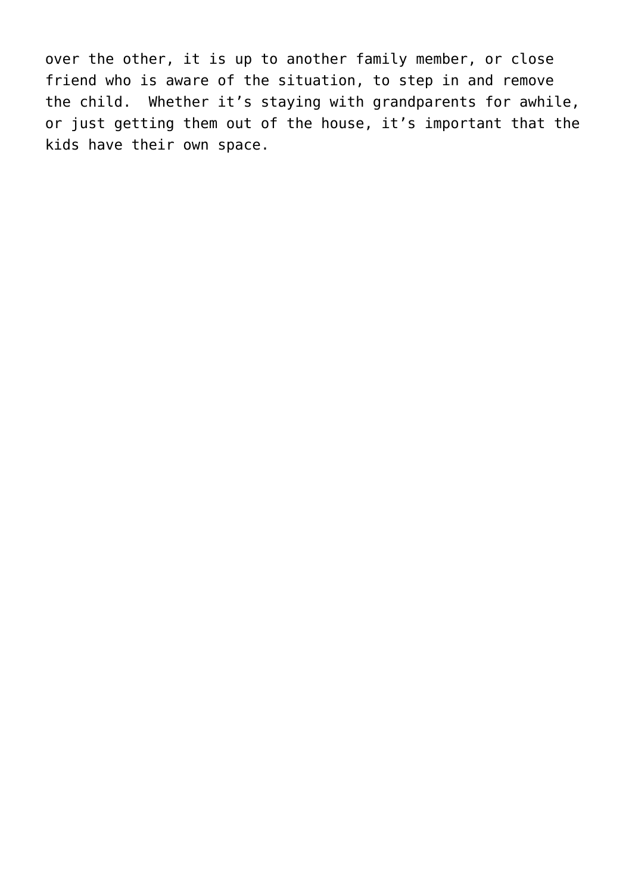over the other, it is up to another family member, or close friend who is aware of the situation, to step in and remove the child.  Whether it’s staying with grandparents for awhile, or just getting them out of the house, it’s important that the kids have their own space.